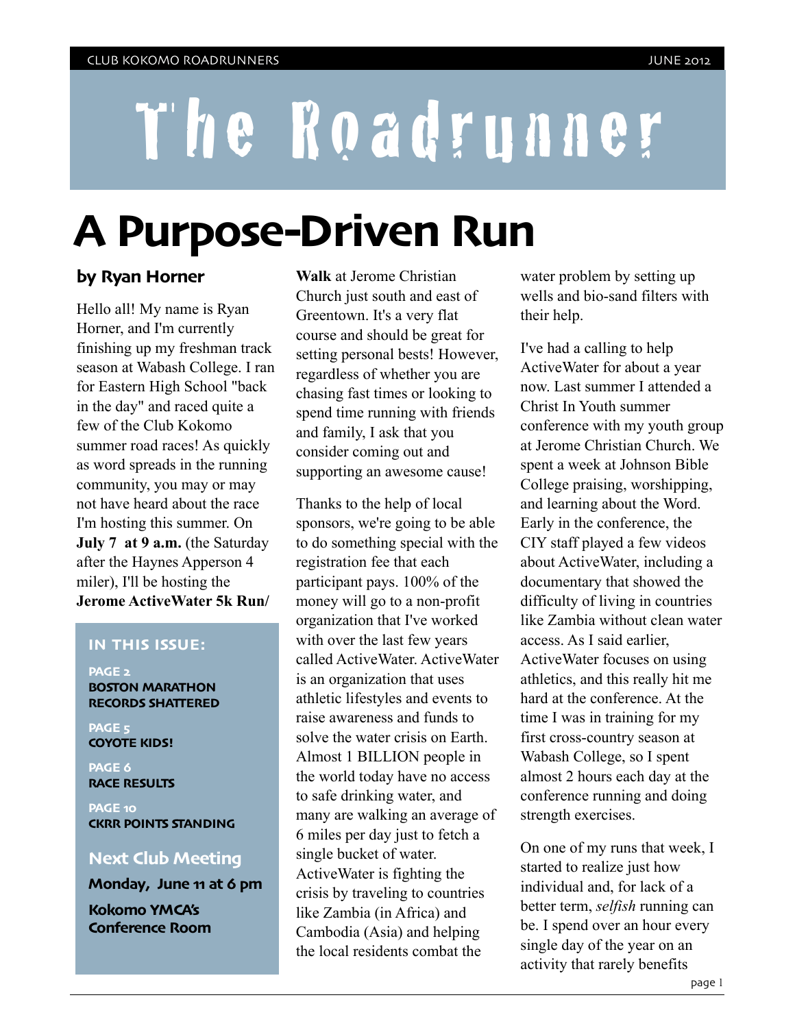# The Roadrunner

# A Purpose-Driven Run

### by Ryan Horner

Hello all! My name is Ryan Horner, and I'm currently finishing up my freshman track season at Wabash College. I ran for Eastern High School "back in the day" and raced quite a few of the Club Kokomo summer road races! As quickly as word spreads in the running community, you may or may not have heard about the race I'm hosting this summer. On **July 7 at 9 a.m.** (the Saturday after the Haynes Apperson 4 miler), I'll be hosting the **Jerome ActiveWater 5k Run/Walk** at Jerome Christian Church just south and east of Greentown. It's a very flat course and should be great for setting personal bests! However, regardless of whether you are chasing fast times or looking to spend time running with friends and family, I ask that you consider coming out and supporting an awesome cause!

Thanks to the help of local sponsors, we're going to be able to do something special with the registration fee that each participant pays. 100% of the money will go to a non-profit organization that I've worked with over the last few years called ActiveWater. ActiveWater is an organization that uses athletic lifestyles and events to raise awareness and funds to solve the water crisis on Earth. Almost 1 BILLION people in the world today have no access to safe drinking water, and many are walking an average of 6 miles per day just to fetch a single bucket of water. ActiveWater is fighting the crisis by traveling to countries like Zambia (in Africa) and Cambodia (Asia) and helping the local residents combat the water problem by setting up wells and bio-sand filters with their help.

I've had a calling to help ActiveWater for about a year now. Last summer I attended a Christ In Youth summer conference with my youth group at Jerome Christian Church. We spent a week at Johnson Bible College praising, worshipping, and learning about the Word. Early in the conference, the CIY staff played a few videos about ActiveWater, including a documentary that showed the difficulty of living in countries like Zambia without clean water access. As I said earlier, ActiveWater focuses on using athletics, and this really hit me hard at the conference. At the time I was in training for my first cross-country season at Wabash College, so I spent almost 2 hours each day at the conference running and doing strength exercises.

On one of my runs that week, I started to realize just how individual and, for lack of a better term, *selfish* running can be. I spend over an hour every single day of the year on an activity that rarely benefits

---

**IN THIS ISSUE:**

**PAGE 2**
**BOSTON MARATHON RECORDS SHATTERED**

**PAGE 5**
**COYOTE KIDS!**

**PAGE 6**
**RACE RESULTS**

**PAGE 10**
**CKRR POINTS STANDING**

**Next Club Meeting**

**Monday, June 11 at 6 pm**

**Kokomo YMCA's Conference Room**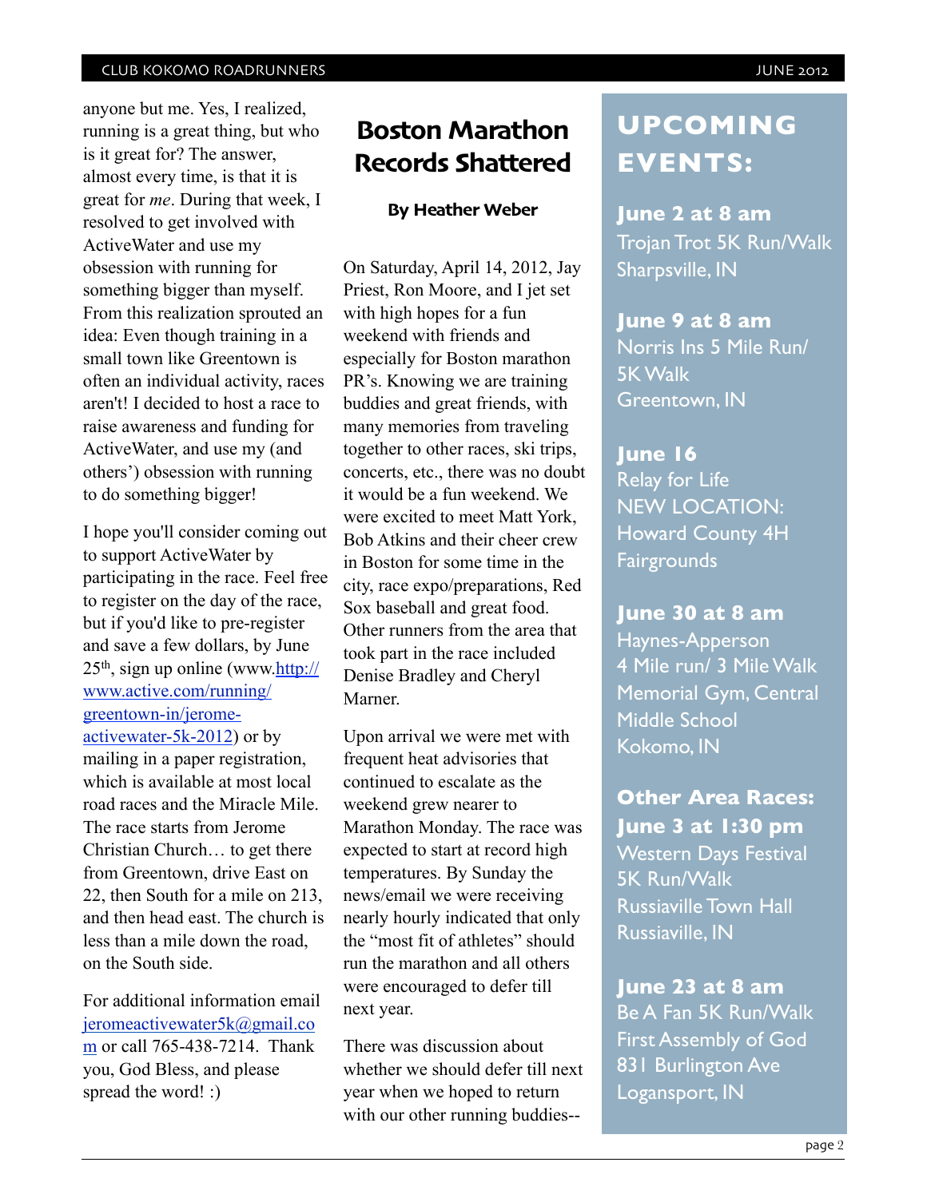anyone but me. Yes, I realized, running is a great thing, but who is it great for? The answer, almost every time, is that it is great for *me*. During that week, I resolved to get involved with ActiveWater and use my obsession with running for something bigger than myself. From this realization sprouted an idea: Even though training in a small town like Greentown is often an individual activity, races aren't! I decided to host a race to raise awareness and funding for ActiveWater, and use my (and others') obsession with running to do something bigger!

I hope you'll consider coming out to support ActiveWater by participating in the race. Feel free to register on the day of the race, but if you'd like to pre-register and save a few dollars, by June 25th, sign up online (www.http://www.active.com/running/greentown-in/jerome-activewater-5k-2012) or by mailing in a paper registration, which is available at most local road races and the Miracle Mile. The race starts from Jerome Christian Church… to get there from Greentown, drive East on 22, then South for a mile on 213, and then head east. The church is less than a mile down the road, on the South side.

For additional information email jeromeactivewater5k@gmail.com or call 765-438-7214. Thank you, God Bless, and please spread the word! :)

## Boston Marathon Records Shattered

**By Heather Weber**

On Saturday, April 14, 2012, Jay Priest, Ron Moore, and I jet set with high hopes for a fun weekend with friends and especially for Boston marathon PR's. Knowing we are training buddies and great friends, with many memories from traveling together to other races, ski trips, concerts, etc., there was no doubt it would be a fun weekend. We were excited to meet Matt York, Bob Atkins and their cheer crew in Boston for some time in the city, race expo/preparations, Red Sox baseball and great food. Other runners from the area that took part in the race included Denise Bradley and Cheryl Marner.

Upon arrival we were met with frequent heat advisories that continued to escalate as the weekend grew nearer to Marathon Monday. The race was expected to start at record high temperatures. By Sunday the news/email we were receiving nearly hourly indicated that only the "most fit of athletes" should run the marathon and all others were encouraged to defer till next year.

There was discussion about whether we should defer till next year when we hoped to return with our other running buddies--

## UPCOMING EVENTS:

**June 2 at 8 am**
Trojan Trot 5K Run/Walk
Sharpsville, IN

**June 9 at 8 am**
Norris Ins 5 Mile Run/ 5K Walk
Greentown, IN

**June 16**
Relay for Life
NEW LOCATION: Howard County 4H Fairgrounds

**June 30 at 8 am**
Haynes-Apperson
4 Mile run/ 3 Mile Walk
Memorial Gym, Central Middle School
Kokomo, IN

**Other Area Races:**

**June 3 at 1:30 pm**
Western Days Festival 5K Run/Walk
Russiaville Town Hall
Russiaville, IN

**June 23 at 8 am**
Be A Fan 5K Run/Walk
First Assembly of God
831 Burlington Ave
Logansport, IN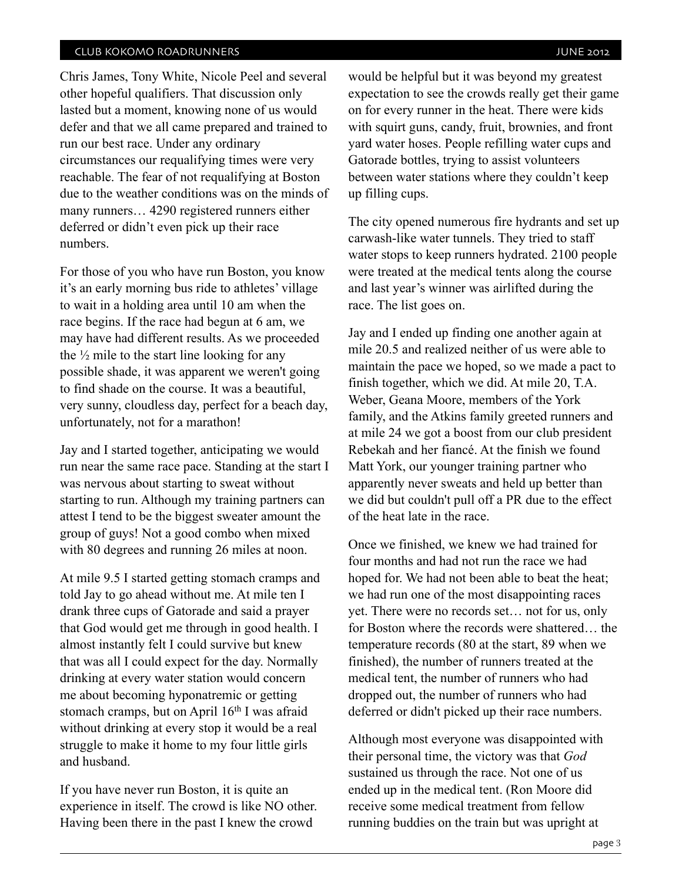Chris James, Tony White, Nicole Peel and several other hopeful qualifiers. That discussion only lasted but a moment, knowing none of us would defer and that we all came prepared and trained to run our best race. Under any ordinary circumstances our requalifying times were very reachable. The fear of not requalifying at Boston due to the weather conditions was on the minds of many runners… 4290 registered runners either deferred or didn't even pick up their race numbers.

For those of you who have run Boston, you know it's an early morning bus ride to athletes' village to wait in a holding area until 10 am when the race begins. If the race had begun at 6 am, we may have had different results. As we proceeded the ½ mile to the start line looking for any possible shade, it was apparent we weren't going to find shade on the course. It was a beautiful, very sunny, cloudless day, perfect for a beach day, unfortunately, not for a marathon!

Jay and I started together, anticipating we would run near the same race pace. Standing at the start I was nervous about starting to sweat without starting to run. Although my training partners can attest I tend to be the biggest sweater amount the group of guys! Not a good combo when mixed with 80 degrees and running 26 miles at noon.

At mile 9.5 I started getting stomach cramps and told Jay to go ahead without me. At mile ten I drank three cups of Gatorade and said a prayer that God would get me through in good health. I almost instantly felt I could survive but knew that was all I could expect for the day. Normally drinking at every water station would concern me about becoming hyponatremic or getting stomach cramps, but on April 16th I was afraid without drinking at every stop it would be a real struggle to make it home to my four little girls and husband.

If you have never run Boston, it is quite an experience in itself. The crowd is like NO other. Having been there in the past I knew the crowd would be helpful but it was beyond my greatest expectation to see the crowds really get their game on for every runner in the heat. There were kids with squirt guns, candy, fruit, brownies, and front yard water hoses. People refilling water cups and Gatorade bottles, trying to assist volunteers between water stations where they couldn't keep up filling cups.

The city opened numerous fire hydrants and set up carwash-like water tunnels. They tried to staff water stops to keep runners hydrated. 2100 people were treated at the medical tents along the course and last year's winner was airlifted during the race. The list goes on.

Jay and I ended up finding one another again at mile 20.5 and realized neither of us were able to maintain the pace we hoped, so we made a pact to finish together, which we did. At mile 20, T.A. Weber, Geana Moore, members of the York family, and the Atkins family greeted runners and at mile 24 we got a boost from our club president Rebekah and her fiancé. At the finish we found Matt York, our younger training partner who apparently never sweats and held up better than we did but couldn't pull off a PR due to the effect of the heat late in the race.

Once we finished, we knew we had trained for four months and had not run the race we had hoped for. We had not been able to beat the heat; we had run one of the most disappointing races yet. There were no records set… not for us, only for Boston where the records were shattered… the temperature records (80 at the start, 89 when we finished), the number of runners treated at the medical tent, the number of runners who had dropped out, the number of runners who had deferred or didn't picked up their race numbers.

Although most everyone was disappointed with their personal time, the victory was that *God* sustained us through the race. Not one of us ended up in the medical tent. (Ron Moore did receive some medical treatment from fellow running buddies on the train but was upright at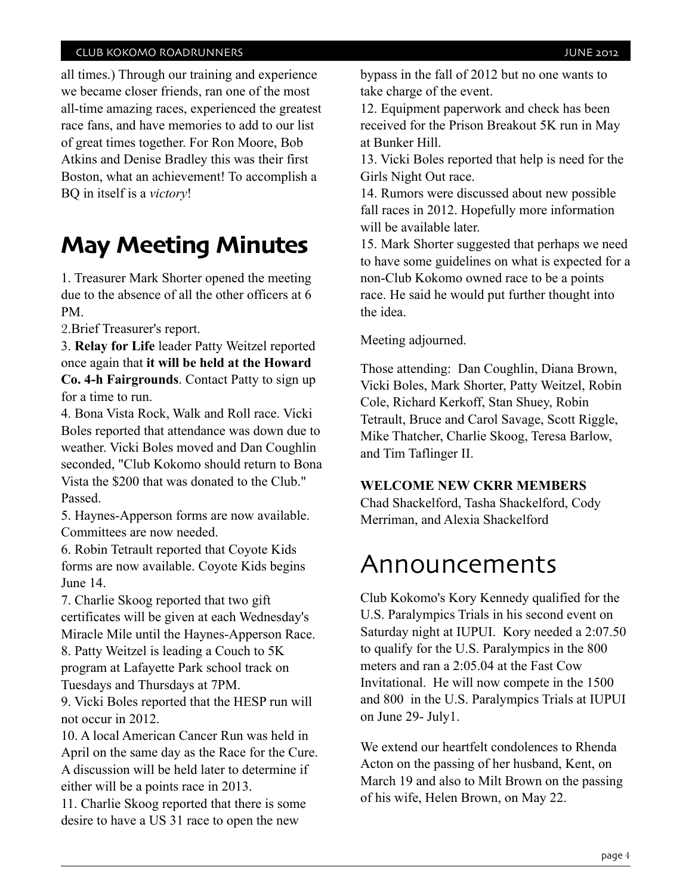all times.) Through our training and experience we became closer friends, ran one of the most all-time amazing races, experienced the greatest race fans, and have memories to add to our list of great times together. For Ron Moore, Bob Atkins and Denise Bradley this was their first Boston, what an achievement! To accomplish a BQ in itself is a *victory*!

## May Meeting Minutes

1. Treasurer Mark Shorter opened the meeting due to the absence of all the other officers at 6 PM.
2. Brief Treasurer's report.
3. **Relay for Life** leader Patty Weitzel reported once again that **it will be held at the Howard Co. 4-h Fairgrounds**. Contact Patty to sign up for a time to run.
4. Bona Vista Rock, Walk and Roll race. Vicki Boles reported that attendance was down due to weather. Vicki Boles moved and Dan Coughlin seconded, "Club Kokomo should return to Bona Vista the $200 that was donated to the Club." Passed.
5. Haynes-Apperson forms are now available. Committees are now needed.
6. Robin Tetrault reported that Coyote Kids forms are now available. Coyote Kids begins June 14.
7. Charlie Skoog reported that two gift certificates will be given at each Wednesday's Miracle Mile until the Haynes-Apperson Race.
8. Patty Weitzel is leading a Couch to 5K program at Lafayette Park school track on Tuesdays and Thursdays at 7PM.
9. Vicki Boles reported that the HESP run will not occur in 2012.
10. A local American Cancer Run was held in April on the same day as the Race for the Cure. A discussion will be held later to determine if either will be a points race in 2013.
11. Charlie Skoog reported that there is some desire to have a US 31 race to open the new bypass in the fall of 2012 but no one wants to take charge of the event.
12. Equipment paperwork and check has been received for the Prison Breakout 5K run in May at Bunker Hill.
13. Vicki Boles reported that help is need for the Girls Night Out race.
14. Rumors were discussed about new possible fall races in 2012. Hopefully more information will be available later.
15. Mark Shorter suggested that perhaps we need to have some guidelines on what is expected for a non-Club Kokomo owned race to be a points race. He said he would put further thought into the idea.

Meeting adjourned.

Those attending: Dan Coughlin, Diana Brown, Vicki Boles, Mark Shorter, Patty Weitzel, Robin Cole, Richard Kerkoff, Stan Shuey, Robin Tetrault, Bruce and Carol Savage, Scott Riggle, Mike Thatcher, Charlie Skoog, Teresa Barlow, and Tim Taflinger II.

**WELCOME NEW CKRR MEMBERS**
Chad Shackelford, Tasha Shackelford, Cody Merriman, and Alexia Shackelford

# Announcements

Club Kokomo's Kory Kennedy qualified for the U.S. Paralympics Trials in his second event on Saturday night at IUPUI. Kory needed a 2:07.50 to qualify for the U.S. Paralympics in the 800 meters and ran a 2:05.04 at the Fast Cow Invitational. He will now compete in the 1500 and 800 in the U.S. Paralympics Trials at IUPUI on June 29- July1.

We extend our heartfelt condolences to Rhenda Acton on the passing of her husband, Kent, on March 19 and also to Milt Brown on the passing of his wife, Helen Brown, on May 22.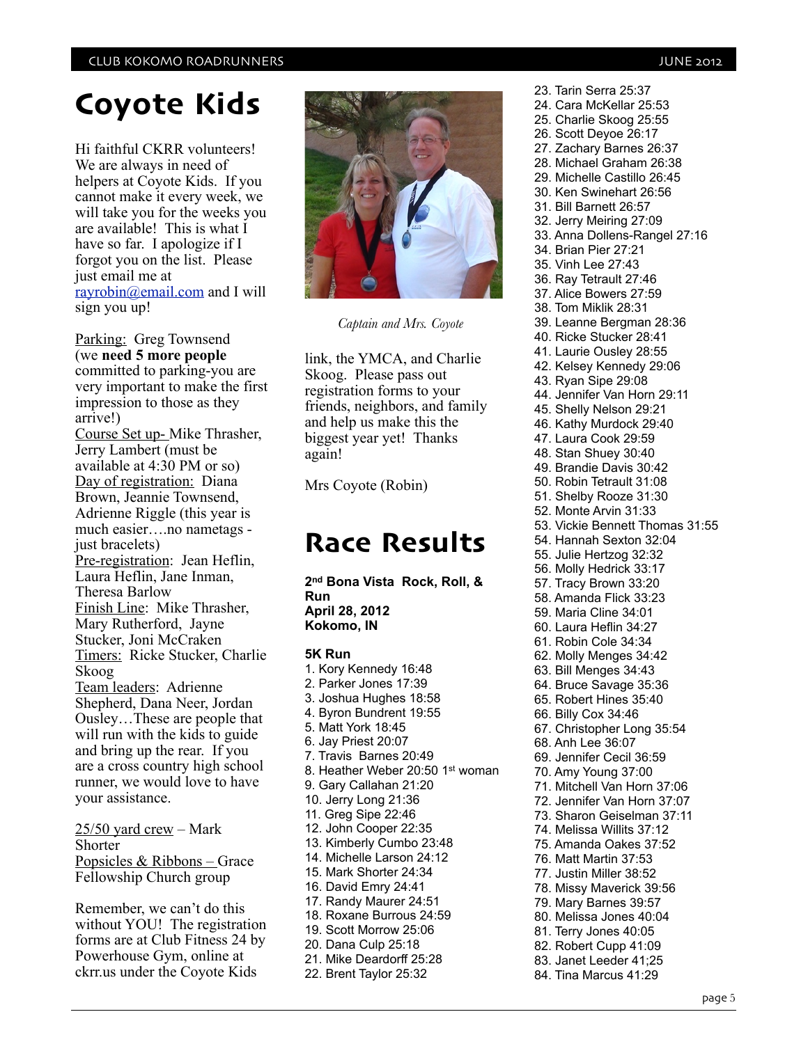# Coyote Kids

Hi faithful CKRR volunteers! We are always in need of helpers at Coyote Kids. If you cannot make it every week, we will take you for the weeks you are available! This is what I have so far. I apologize if I forgot you on the list. Please just email me at rayrobin@email.com and I will sign you up!

Parking: Greg Townsend (we **need 5 more people** committed to parking-you are very important to make the first impression to those as they arrive!)
Course Set up- Mike Thrasher, Jerry Lambert (must be available at 4:30 PM or so)
Day of registration: Diana Brown, Jeannie Townsend, Adrienne Riggle (this year is much easier….no nametags - just bracelets)
Pre-registration: Jean Heflin, Laura Heflin, Jane Inman, Theresa Barlow
Finish Line: Mike Thrasher, Mary Rutherford, Jayne Stucker, Joni McCraken
Timers: Ricke Stucker, Charlie Skoog
Team leaders: Adrienne Shepherd, Dana Neer, Jordan Ousley…These are people that will run with the kids to guide and bring up the rear. If you are a cross country high school runner, we would love to have your assistance.

25/50 yard crew – Mark Shorter
Popsicles & Ribbons – Grace Fellowship Church group

Remember, we can't do this without YOU! The registration forms are at Club Fitness 24 by Powerhouse Gym, online at ckrr.us under the Coyote Kids link, the YMCA, and Charlie Skoog. Please pass out registration forms to your friends, neighbors, and family and help us make this the biggest year yet! Thanks again!

Mrs Coyote (Robin)

*Captain and Mrs. Coyote*

# Race Results

**2nd Bona Vista Rock, Roll, & Run**
**April 28, 2012**
**Kokomo, IN**

**5K Run**

1. Kory Kennedy 16:48
2. Parker Jones 17:39
3. Joshua Hughes 18:58
4. Byron Bundrent 19:55
5. Matt York 18:45
6. Jay Priest 20:07
7. Travis Barnes 20:49
8. Heather Weber 20:50 1st woman
9. Gary Callahan 21:20
10. Jerry Long 21:36
11. Greg Sipe 22:46
12. John Cooper 22:35
13. Kimberly Cumbo 23:48
14. Michelle Larson 24:12
15. Mark Shorter 24:34
16. David Emry 24:41
17. Randy Maurer 24:51
18. Roxane Burrous 24:59
19. Scott Morrow 25:06
20. Dana Culp 25:18
21. Mike Deardorff 25:28
22. Brent Taylor 25:32
23. Tarin Serra 25:37
24. Cara McKellar 25:53
25. Charlie Skoog 25:55
26. Scott Deyoe 26:17
27. Zachary Barnes 26:37
28. Michael Graham 26:38
29. Michelle Castillo 26:45
30. Ken Swinehart 26:56
31. Bill Barnett 26:57
32. Jerry Meiring 27:09
33. Anna Dollens-Rangel 27:16
34. Brian Pier 27:21
35. Vinh Lee 27:43
36. Ray Tetrault 27:46
37. Alice Bowers 27:59
38. Tom Miklik 28:31
39. Leanne Bergman 28:36
40. Ricke Stucker 28:41
41. Laurie Ousley 28:55
42. Kelsey Kennedy 29:06
43. Ryan Sipe 29:08
44. Jennifer Van Horn 29:11
45. Shelly Nelson 29:21
46. Kathy Murdock 29:40
47. Laura Cook 29:59
48. Stan Shuey 30:40
49. Brandie Davis 30:42
50. Robin Tetrault 31:08
51. Shelby Rooze 31:30
52. Monte Arvin 31:33
53. Vickie Bennett Thomas 31:55
54. Hannah Sexton 32:04
55. Julie Hertzog 32:32
56. Molly Hedrick 33:17
57. Tracy Brown 33:20
58. Amanda Flick 33:23
59. Maria Cline 34:01
60. Laura Heflin 34:27
61. Robin Cole 34:34
62. Molly Menges 34:42
63. Bill Menges 34:43
64. Bruce Savage 35:36
65. Robert Hines 35:40
66. Billy Cox 34:46
67. Christopher Long 35:54
68. Anh Lee 36:07
69. Jennifer Cecil 36:59
70. Amy Young 37:00
71. Mitchell Van Horn 37:06
72. Jennifer Van Horn 37:07
73. Sharon Geiselman 37:11
74. Melissa Willits 37:12
75. Amanda Oakes 37:52
76. Matt Martin 37:53
77. Justin Miller 38:52
78. Missy Maverick 39:56
79. Mary Barnes 39:57
80. Melissa Jones 40:04
81. Terry Jones 40:05
82. Robert Cupp 41:09
83. Janet Leeder 41;25
84. Tina Marcus 41:29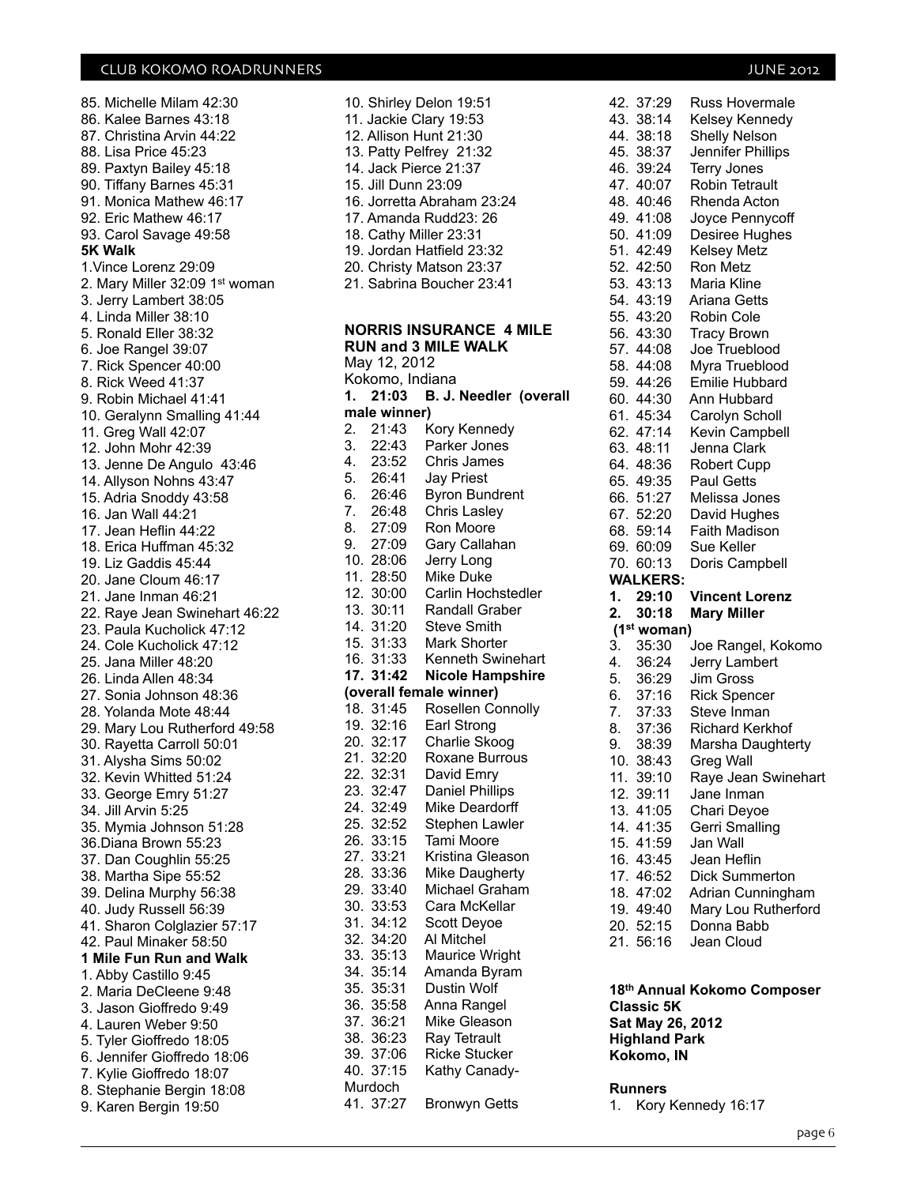85. Michelle Milam 42:30
86. Kalee Barnes 43:18
87. Christina Arvin 44:22
88. Lisa Price 45:23
89. Paxtyn Bailey 45:18
90. Tiffany Barnes 45:31
91. Monica Mathew 46:17
92. Eric Mathew 46:17
93. Carol Savage 49:58

**5K Walk**

1. Vince Lorenz 29:09
2. Mary Miller 32:09 1st woman
3. Jerry Lambert 38:05
4. Linda Miller 38:10
5. Ronald Eller 38:32
6. Joe Rangel 39:07
7. Rick Spencer 40:00
8. Rick Weed 41:37
9. Robin Michael 41:41
10. Geralynn Smalling 41:44
11. Greg Wall 42:07
12. John Mohr 42:39
13. Jenne De Angulo 43:46
14. Allyson Nohns 43:47
15. Adria Snoddy 43:58
16. Jan Wall 44:21
17. Jean Heflin 44:22
18. Erica Huffman 45:32
19. Liz Gaddis 45:44
20. Jane Cloum 46:17
21. Jane Inman 46:21
22. Raye Jean Swinehart 46:22
23. Paula Kucholick 47:12
24. Cole Kucholick 47:12
25. Jana Miller 48:20
26. Linda Allen 48:34
27. Sonia Johnson 48:36
28. Yolanda Mote 48:44
29. Mary Lou Rutherford 49:58
30. Rayetta Carroll 50:01
31. Alysha Sims 50:02
32. Kevin Whitted 51:24
33. George Emry 51:27
34. Jill Arvin 5:25
35. Mymia Johnson 51:28
36. Diana Brown 55:23
37. Dan Coughlin 55:25
38. Martha Sipe 55:52
39. Delina Murphy 56:38
40. Judy Russell 56:39
41. Sharon Colglazier 57:17
42. Paul Minaker 58:50

**1 Mile Fun Run and Walk**

1. Abby Castillo 9:45
2. Maria DeCleene 9:48
3. Jason Gioffredo 9:49
4. Lauren Weber 9:50
5. Tyler Gioffredo 18:05
6. Jennifer Gioffredo 18:06
7. Kylie Gioffredo 18:07
8. Stephanie Bergin 18:08
9. Karen Bergin 19:50
10. Shirley Delon 19:51
11. Jackie Clary 19:53
12. Allison Hunt 21:30
13. Patty Pelfrey 21:32
14. Jack Pierce 21:37
15. Jill Dunn 23:09
16. Jorretta Abraham 23:24
17. Amanda Rudd23: 26
18. Cathy Miller 23:31
19. Jordan Hatfield 23:32
20. Christy Matson 23:37
21. Sabrina Boucher 23:41

**NORRIS INSURANCE 4 MILE RUN and 3 MILE WALK**
May 12, 2012
Kokomo, Indiana

1. **21:03 B. J. Needler (overall male winner)**
2. 21:43 Kory Kennedy
3. 22:43 Parker Jones
4. 23:52 Chris James
5. 26:41 Jay Priest
6. 26:46 Byron Bundrent
7. 26:48 Chris Lasley
8. 27:09 Ron Moore
9. 27:09 Gary Callahan
10. 28:06 Jerry Long
11. 28:50 Mike Duke
12. 30:00 Carlin Hochstedler
13. 30:11 Randall Graber
14. 31:20 Steve Smith
15. 31:33 Mark Shorter
16. 31:33 Kenneth Swinehart
17. **31:42 Nicole Hampshire (overall female winner)**
18. 31:45 Rosellen Connolly
19. 32:16 Earl Strong
20. 32:17 Charlie Skoog
21. 32:20 Roxane Burrous
22. 32:31 David Emry
23. 32:47 Daniel Phillips
24. 32:49 Mike Deardorff
25. 32:52 Stephen Lawler
26. 33:15 Tami Moore
27. 33:21 Kristina Gleason
28. 33:36 Mike Daugherty
29. 33:40 Michael Graham
30. 33:53 Cara McKellar
31. 34:12 Scott Deyoe
32. 34:20 Al Mitchel
33. 35:13 Maurice Wright
34. 35:14 Amanda Byram
35. 35:31 Dustin Wolf
36. 35:58 Anna Rangel
37. 36:21 Mike Gleason
38. 36:23 Ray Tetrault
39. 37:06 Ricke Stucker
40. 37:15 Kathy Canady-Murdoch
41. 37:27 Bronwyn Getts
42. 37:29 Russ Hovermale
43. 38:14 Kelsey Kennedy
44. 38:18 Shelly Nelson
45. 38:37 Jennifer Phillips
46. 39:24 Terry Jones
47. 40:07 Robin Tetrault
48. 40:46 Rhenda Acton
49. 41:08 Joyce Pennycoff
50. 41:09 Desiree Hughes
51. 42:49 Kelsey Metz
52. 42:50 Ron Metz
53. 43:13 Maria Kline
54. 43:19 Ariana Getts
55. 43:20 Robin Cole
56. 43:30 Tracy Brown
57. 44:08 Joe Trueblood
58. 44:08 Myra Trueblood
59. 44:26 Emilie Hubbard
60. 44:30 Ann Hubbard
61. 45:34 Carolyn Scholl
62. 47:14 Kevin Campbell
63. 48:11 Jenna Clark
64. 48:36 Robert Cupp
65. 49:35 Paul Getts
66. 51:27 Melissa Jones
67. 52:20 David Hughes
68. 59:14 Faith Madison
69. 60:09 Sue Keller
70. 60:13 Doris Campbell

**WALKERS:**

1. **29:10 Vincent Lorenz**
2. **30:18 Mary Miller (1st woman)**
3. 35:30 Joe Rangel, Kokomo
4. 36:24 Jerry Lambert
5. 36:29 Jim Gross
6. 37:16 Rick Spencer
7. 37:33 Steve Inman
8. 37:36 Richard Kerkhof
9. 38:39 Marsha Daughterty
10. 38:43 Greg Wall
11. 39:10 Raye Jean Swinehart
12. 39:11 Jane Inman
13. 41:05 Chari Deyoe
14. 41:35 Gerri Smalling
15. 41:59 Jan Wall
16. 43:45 Jean Heflin
17. 46:52 Dick Summerton
18. 47:02 Adrian Cunningham
19. 49:40 Mary Lou Rutherford
20. 52:15 Donna Babb
21. 56:16 Jean Cloud

**18th Annual Kokomo Composer Classic 5K**
**Sat May 26, 2012**
**Highland Park**
**Kokomo, IN**

**Runners**

1. Kory Kennedy 16:17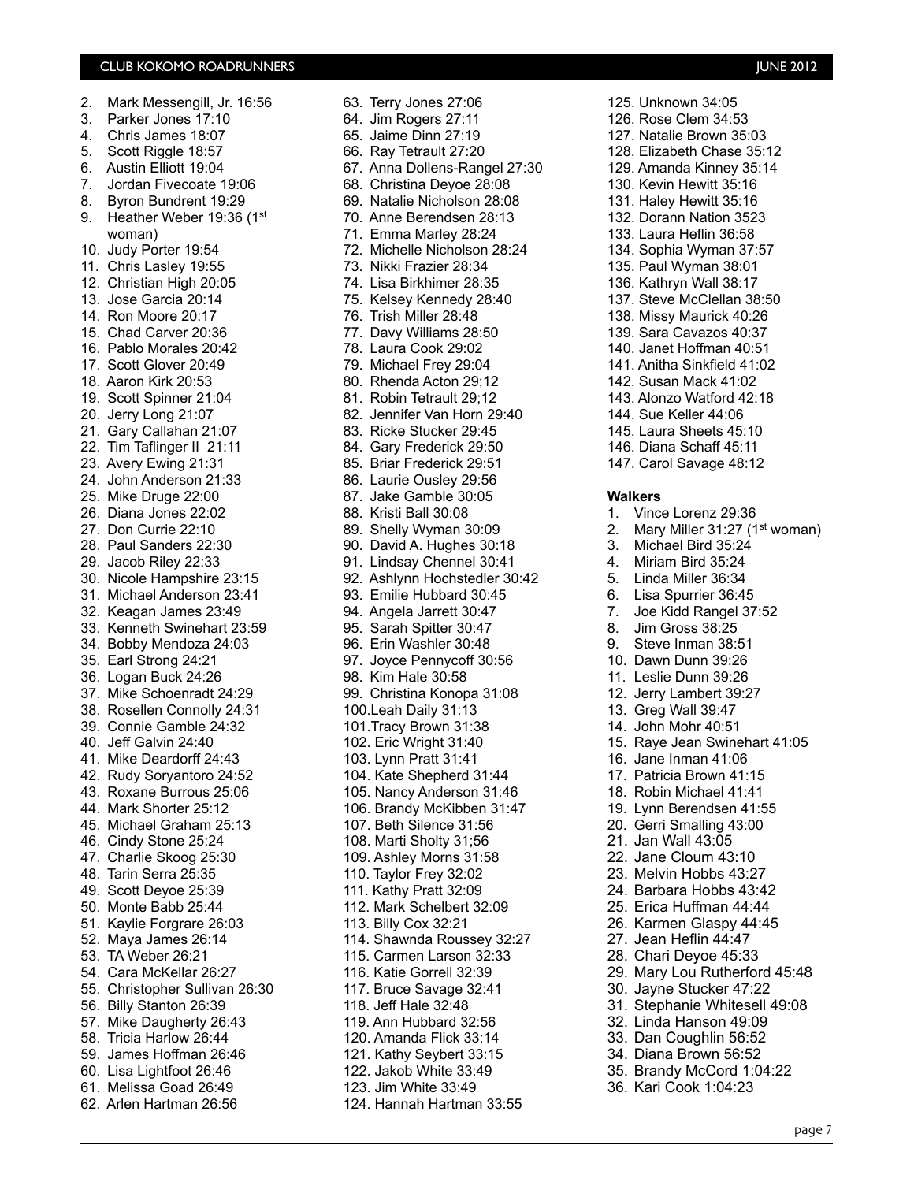2. Mark Messengill, Jr. 16:56
3. Parker Jones 17:10
4. Chris James 18:07
5. Scott Riggle 18:57
6. Austin Elliott 19:04
7. Jordan Fivecoate 19:06
8. Byron Bundrent 19:29
9. Heather Weber 19:36 (1st woman)
10. Judy Porter 19:54
11. Chris Lasley 19:55
12. Christian High 20:05
13. Jose Garcia 20:14
14. Ron Moore 20:17
15. Chad Carver 20:36
16. Pablo Morales 20:42
17. Scott Glover 20:49
18. Aaron Kirk 20:53
19. Scott Spinner 21:04
20. Jerry Long 21:07
21. Gary Callahan 21:07
22. Tim Taflinger II 21:11
23. Avery Ewing 21:31
24. John Anderson 21:33
25. Mike Druge 22:00
26. Diana Jones 22:02
27. Don Currie 22:10
28. Paul Sanders 22:30
29. Jacob Riley 22:33
30. Nicole Hampshire 23:15
31. Michael Anderson 23:41
32. Keagan James 23:49
33. Kenneth Swinehart 23:59
34. Bobby Mendoza 24:03
35. Earl Strong 24:21
36. Logan Buck 24:26
37. Mike Schoenradt 24:29
38. Rosellen Connolly 24:31
39. Connie Gamble 24:32
40. Jeff Galvin 24:40
41. Mike Deardorff 24:43
42. Rudy Soryantoro 24:52
43. Roxane Burrous 25:06
44. Mark Shorter 25:12
45. Michael Graham 25:13
46. Cindy Stone 25:24
47. Charlie Skoog 25:30
48. Tarin Serra 25:35
49. Scott Deyoe 25:39
50. Monte Babb 25:44
51. Kaylie Forgrare 26:03
52. Maya James 26:14
53. TA Weber 26:21
54. Cara McKellar 26:27
55. Christopher Sullivan 26:30
56. Billy Stanton 26:39
57. Mike Daugherty 26:43
58. Tricia Harlow 26:44
59. James Hoffman 26:46
60. Lisa Lightfoot 26:46
61. Melissa Goad 26:49
62. Arlen Hartman 26:56
63. Terry Jones 27:06
64. Jim Rogers 27:11
65. Jaime Dinn 27:19
66. Ray Tetrault 27:20
67. Anna Dollens-Rangel 27:30
68. Christina Deyoe 28:08
69. Natalie Nicholson 28:08
70. Anne Berendsen 28:13
71. Emma Marley 28:24
72. Michelle Nicholson 28:24
73. Nikki Frazier 28:34
74. Lisa Birkhimer 28:35
75. Kelsey Kennedy 28:40
76. Trish Miller 28:48
77. Davy Williams 28:50
78. Laura Cook 29:02
79. Michael Frey 29:04
80. Rhenda Acton 29;12
81. Robin Tetrault 29;12
82. Jennifer Van Horn 29:40
83. Ricke Stucker 29:45
84. Gary Frederick 29:50
85. Briar Frederick 29:51
86. Laurie Ousley 29:56
87. Jake Gamble 30:05
88. Kristi Ball 30:08
89. Shelly Wyman 30:09
90. David A. Hughes 30:18
91. Lindsay Chennel 30:41
92. Ashlynn Hochstedler 30:42
93. Emilie Hubbard 30:45
94. Angela Jarrett 30:47
95. Sarah Spitter 30:47
96. Erin Washler 30:48
97. Joyce Pennycoff 30:56
98. Kim Hale 30:58
99. Christina Konopa 31:08
100. Leah Daily 31:13
101. Tracy Brown 31:38
102. Eric Wright 31:40
103. Lynn Pratt 31:41
104. Kate Shepherd 31:44
105. Nancy Anderson 31:46
106. Brandy McKibben 31:47
107. Beth Silence 31:56
108. Marti Sholty 31;56
109. Ashley Morns 31:58
110. Taylor Frey 32:02
111. Kathy Pratt 32:09
112. Mark Schelbert 32:09
113. Billy Cox 32:21
114. Shawnda Roussey 32:27
115. Carmen Larson 32:33
116. Katie Gorrell 32:39
117. Bruce Savage 32:41
118. Jeff Hale 32:48
119. Ann Hubbard 32:56
120. Amanda Flick 33:14
121. Kathy Seybert 33:15
122. Jakob White 33:49
123. Jim White 33:49
124. Hannah Hartman 33:55
125. Unknown 34:05
126. Rose Clem 34:53
127. Natalie Brown 35:03
128. Elizabeth Chase 35:12
129. Amanda Kinney 35:14
130. Kevin Hewitt 35:16
131. Haley Hewitt 35:16
132. Dorann Nation 3523
133. Laura Heflin 36:58
134. Sophia Wyman 37:57
135. Paul Wyman 38:01
136. Kathryn Wall 38:17
137. Steve McClellan 38:50
138. Missy Maurick 40:26
139. Sara Cavazos 40:37
140. Janet Hoffman 40:51
141. Anitha Sinkfield 41:02
142. Susan Mack 41:02
143. Alonzo Watford 42:18
144. Sue Keller 44:06
145. Laura Sheets 45:10
146. Diana Schaff 45:11
147. Carol Savage 48:12

**Walkers**

1. Vince Lorenz 29:36
2. Mary Miller 31:27 (1st woman)
3. Michael Bird 35:24
4. Miriam Bird 35:24
5. Linda Miller 36:34
6. Lisa Spurrier 36:45
7. Joe Kidd Rangel 37:52
8. Jim Gross 38:25
9. Steve Inman 38:51
10. Dawn Dunn 39:26
11. Leslie Dunn 39:26
12. Jerry Lambert 39:27
13. Greg Wall 39:47
14. John Mohr 40:51
15. Raye Jean Swinehart 41:05
16. Jane Inman 41:06
17. Patricia Brown 41:15
18. Robin Michael 41:41
19. Lynn Berendsen 41:55
20. Gerri Smalling 43:00
21. Jan Wall 43:05
22. Jane Cloum 43:10
23. Melvin Hobbs 43:27
24. Barbara Hobbs 43:42
25. Erica Huffman 44:44
26. Karmen Glaspy 44:45
27. Jean Heflin 44:47
28. Chari Deyoe 45:33
29. Mary Lou Rutherford 45:48
30. Jayne Stucker 47:22
31. Stephanie Whitesell 49:08
32. Linda Hanson 49:09
33. Dan Coughlin 56:52
34. Diana Brown 56:52
35. Brandy McCord 1:04:22
36. Kari Cook 1:04:23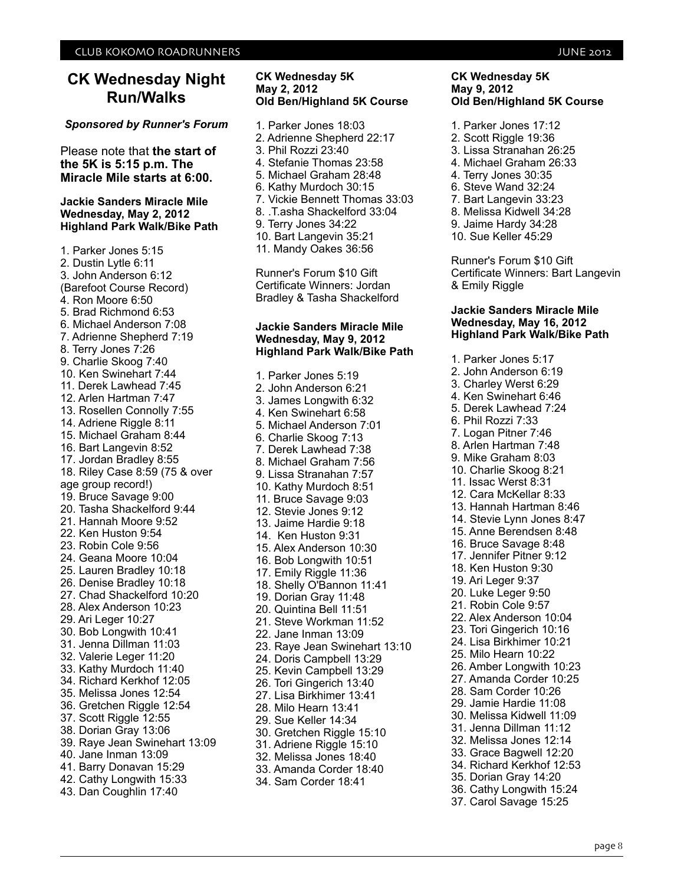# CK Wednesday Night Run/Walks

***Sponsored by Runner's Forum***

Please note that **the start of the 5K is 5:15 p.m. The Miracle Mile starts at 6:00.**

**Jackie Sanders Miracle Mile**
**Wednesday, May 2, 2012**
**Highland Park Walk/Bike Path**

1. Parker Jones 5:15
2. Dustin Lytle 6:11
3. John Anderson 6:12 (Barefoot Course Record)
4. Ron Moore 6:50
5. Brad Richmond 6:53
6. Michael Anderson 7:08
7. Adrienne Shepherd 7:19
8. Terry Jones 7:26
9. Charlie Skoog 7:40
10. Ken Swinehart 7:44
11. Derek Lawhead 7:45
12. Arlen Hartman 7:47
13. Rosellen Connolly 7:55
14. Adriene Riggle 8:11
15. Michael Graham 8:44
16. Bart Langevin 8:52
17. Jordan Bradley 8:55
18. Riley Case 8:59 (75 & over age group record!)
19. Bruce Savage 9:00
20. Tasha Shackelford 9:44
21. Hannah Moore 9:52
22. Ken Huston 9:54
23. Robin Cole 9:56
24. Geana Moore 10:04
25. Lauren Bradley 10:18
26. Denise Bradley 10:18
27. Chad Shackelford 10:20
28. Alex Anderson 10:23
29. Ari Leger 10:27
30. Bob Longwith 10:41
31. Jenna Dillman 11:03
32. Valerie Leger 11:20
33. Kathy Murdoch 11:40
34. Richard Kerkhof 12:05
35. Melissa Jones 12:54
36. Gretchen Riggle 12:54
37. Scott Riggle 12:55
38. Dorian Gray 13:06
39. Raye Jean Swinehart 13:09
40. Jane Inman 13:09
41. Barry Donavan 15:29
42. Cathy Longwith 15:33
43. Dan Coughlin 17:40

**CK Wednesday 5K**
**May 2, 2012**
**Old Ben/Highland 5K Course**

1. Parker Jones 18:03
2. Adrienne Shepherd 22:17
3. Phil Rozzi 23:40
4. Stefanie Thomas 23:58
5. Michael Graham 28:48
6. Kathy Murdoch 30:15
7. Vickie Bennett Thomas 33:03
8. .T.asha Shackelford 33:04
9. Terry Jones 34:22
10. Bart Langevin 35:21
11. Mandy Oakes 36:56

Runner's Forum $10 Gift Certificate Winners: Jordan Bradley & Tasha Shackelford

**Jackie Sanders Miracle Mile**
**Wednesday, May 9, 2012**
**Highland Park Walk/Bike Path**

1. Parker Jones 5:19
2. John Anderson 6:21
3. James Longwith 6:32
4. Ken Swinehart 6:58
5. Michael Anderson 7:01
6. Charlie Skoog 7:13
7. Derek Lawhead 7:38
8. Michael Graham 7:56
9. Lissa Stranahan 7:57
10. Kathy Murdoch 8:51
11. Bruce Savage 9:03
12. Stevie Jones 9:12
13. Jaime Hardie 9:18
14. Ken Huston 9:31
15. Alex Anderson 10:30
16. Bob Longwith 10:51
17. Emily Riggle 11:36
18. Shelly O'Bannon 11:41
19. Dorian Gray 11:48
20. Quintina Bell 11:51
21. Steve Workman 11:52
22. Jane Inman 13:09
23. Raye Jean Swinehart 13:10
24. Doris Campbell 13:29
25. Kevin Campbell 13:29
26. Tori Gingerich 13:40
27. Lisa Birkhimer 13:41
28. Milo Hearn 13:41
29. Sue Keller 14:34
30. Gretchen Riggle 15:10
31. Adriene Riggle 15:10
32. Melissa Jones 18:40
33. Amanda Corder 18:40
34. Sam Corder 18:41

**CK Wednesday 5K**
**May 9, 2012**
**Old Ben/Highland 5K Course**

1. Parker Jones 17:12
2. Scott Riggle 19:36
3. Lissa Stranahan 26:25
4. Michael Graham 26:33
4. Terry Jones 30:35
6. Steve Wand 32:24
7. Bart Langevin 33:23
8. Melissa Kidwell 34:28
9. Jaime Hardy 34:28
10. Sue Keller 45:29

Runner's Forum $10 Gift Certificate Winners: Bart Langevin & Emily Riggle

**Jackie Sanders Miracle Mile**
**Wednesday, May 16, 2012**
**Highland Park Walk/Bike Path**

1. Parker Jones 5:17
2. John Anderson 6:19
3. Charley Werst 6:29
4. Ken Swinehart 6:46
5. Derek Lawhead 7:24
6. Phil Rozzi 7:33
7. Logan Pitner 7:46
8. Arlen Hartman 7:48
9. Mike Graham 8:03
10. Charlie Skoog 8:21
11. Issac Werst 8:31
12. Cara McKellar 8:33
13. Hannah Hartman 8:46
14. Stevie Lynn Jones 8:47
15. Anne Berendsen 8:48
16. Bruce Savage 8:48
17. Jennifer Pitner 9:12
18. Ken Huston 9:30
19. Ari Leger 9:37
20. Luke Leger 9:50
21. Robin Cole 9:57
22. Alex Anderson 10:04
23. Tori Gingerich 10:16
24. Lisa Birkhimer 10:21
25. Milo Hearn 10:22
26. Amber Longwith 10:23
27. Amanda Corder 10:25
28. Sam Corder 10:26
29. Jamie Hardie 11:08
30. Melissa Kidwell 11:09
31. Jenna Dillman 11:12
32. Melissa Jones 12:14
33. Grace Bagwell 12:20
34. Richard Kerkhof 12:53
35. Dorian Gray 14:20
36. Cathy Longwith 15:24
37. Carol Savage 15:25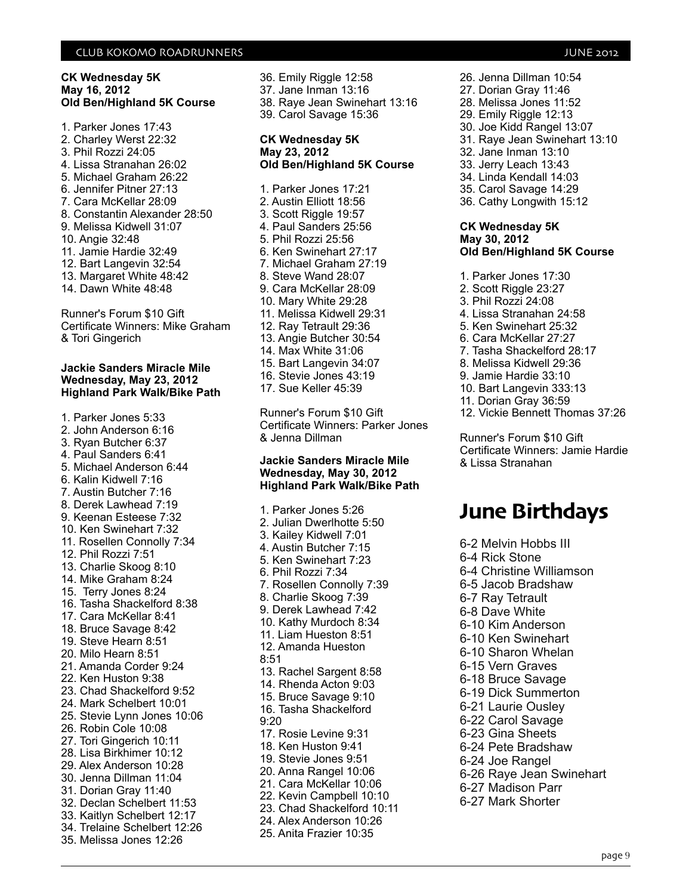**CK Wednesday 5K**
**May 16, 2012**
**Old Ben/Highland 5K Course**

1. Parker Jones 17:43
2. Charley Werst 22:32
3. Phil Rozzi 24:05
4. Lissa Stranahan 26:02
5. Michael Graham 26:22
6. Jennifer Pitner 27:13
7. Cara McKellar 28:09
8. Constantin Alexander 28:50
9. Melissa Kidwell 31:07
10. Angie 32:48
11. Jamie Hardie 32:49
12. Bart Langevin 32:54
13. Margaret White 48:42
14. Dawn White 48:48

Runner's Forum $10 Gift Certificate Winners: Mike Graham & Tori Gingerich

**Jackie Sanders Miracle Mile**
**Wednesday, May 23, 2012**
**Highland Park Walk/Bike Path**

1. Parker Jones 5:33
2. John Anderson 6:16
3. Ryan Butcher 6:37
4. Paul Sanders 6:41
5. Michael Anderson 6:44
6. Kalin Kidwell 7:16
7. Austin Butcher 7:16
8. Derek Lawhead 7:19
9. Keenan Esteese 7:32
10. Ken Swinehart 7:32
11. Rosellen Connolly 7:34
12. Phil Rozzi 7:51
13. Charlie Skoog 8:10
14. Mike Graham 8:24
15. Terry Jones 8:24
16. Tasha Shackelford 8:38
17. Cara McKellar 8:41
18. Bruce Savage 8:42
19. Steve Hearn 8:51
20. Milo Hearn 8:51
21. Amanda Corder 9:24
22. Ken Huston 9:38
23. Chad Shackelford 9:52
24. Mark Schelbert 10:01
25. Stevie Lynn Jones 10:06
26. Robin Cole 10:08
27. Tori Gingerich 10:11
28. Lisa Birkhimer 10:12
29. Alex Anderson 10:28
30. Jenna Dillman 11:04
31. Dorian Gray 11:40
32. Declan Schelbert 11:53
33. Kaitlyn Schelbert 12:17
34. Trelaine Schelbert 12:26
35. Melissa Jones 12:26
36. Emily Riggle 12:58
37. Jane Inman 13:16
38. Raye Jean Swinehart 13:16
39. Carol Savage 15:36

**CK Wednesday 5K**
**May 23, 2012**
**Old Ben/Highland 5K Course**

1. Parker Jones 17:21
2. Austin Elliott 18:56
3. Scott Riggle 19:57
4. Paul Sanders 25:56
5. Phil Rozzi 25:56
6. Ken Swinehart 27:17
7. Michael Graham 27:19
8. Steve Wand 28:07
9. Cara McKellar 28:09
10. Mary White 29:28
11. Melissa Kidwell 29:31
12. Ray Tetrault 29:36
13. Angie Butcher 30:54
14. Max White 31:06
15. Bart Langevin 34:07
16. Stevie Jones 43:19
17. Sue Keller 45:39

Runner's Forum $10 Gift Certificate Winners: Parker Jones & Jenna Dillman

**Jackie Sanders Miracle Mile**
**Wednesday, May 30, 2012**
**Highland Park Walk/Bike Path**

1. Parker Jones 5:26
2. Julian Dwerlhotte 5:50
3. Kailey Kidwell 7:01
4. Austin Butcher 7:15
5. Ken Swinehart 7:23
6. Phil Rozzi 7:34
7. Rosellen Connolly 7:39
8. Charlie Skoog 7:39
9. Derek Lawhead 7:42
10. Kathy Murdoch 8:34
11. Liam Hueston 8:51
12. Amanda Hueston 8:51
13. Rachel Sargent 8:58
14. Rhenda Acton 9:03
15. Bruce Savage 9:10
16. Tasha Shackelford 9:20
17. Rosie Levine 9:31
18. Ken Huston 9:41
19. Stevie Jones 9:51
20. Anna Rangel 10:06
21. Cara McKellar 10:06
22. Kevin Campbell 10:10
23. Chad Shackelford 10:11
24. Alex Anderson 10:26
25. Anita Frazier 10:35
26. Jenna Dillman 10:54
27. Dorian Gray 11:46
28. Melissa Jones 11:52
29. Emily Riggle 12:13
30. Joe Kidd Rangel 13:07
31. Raye Jean Swinehart 13:10
32. Jane Inman 13:10
33. Jerry Leach 13:43
34. Linda Kendall 14:03
35. Carol Savage 14:29
36. Cathy Longwith 15:12

**CK Wednesday 5K**
**May 30, 2012**
**Old Ben/Highland 5K Course**

1. Parker Jones 17:30
2. Scott Riggle 23:27
3. Phil Rozzi 24:08
4. Lissa Stranahan 24:58
5. Ken Swinehart 25:32
6. Cara McKellar 27:27
7. Tasha Shackelford 28:17
8. Melissa Kidwell 29:36
9. Jamie Hardie 33:10
10. Bart Langevin 333:13
11. Dorian Gray 36:59
12. Vickie Bennett Thomas 37:26

Runner's Forum $10 Gift Certificate Winners: Jamie Hardie & Lissa Stranahan

# June Birthdays

6-2 Melvin Hobbs III
6-4 Rick Stone
6-4 Christine Williamson
6-5 Jacob Bradshaw
6-7 Ray Tetrault
6-8 Dave White
6-10 Kim Anderson
6-10 Ken Swinehart
6-10 Sharon Whelan
6-15 Vern Graves
6-18 Bruce Savage
6-19 Dick Summerton
6-21 Laurie Ousley
6-22 Carol Savage
6-23 Gina Sheets
6-24 Pete Bradshaw
6-24 Joe Rangel
6-26 Raye Jean Swinehart
6-27 Madison Parr
6-27 Mark Shorter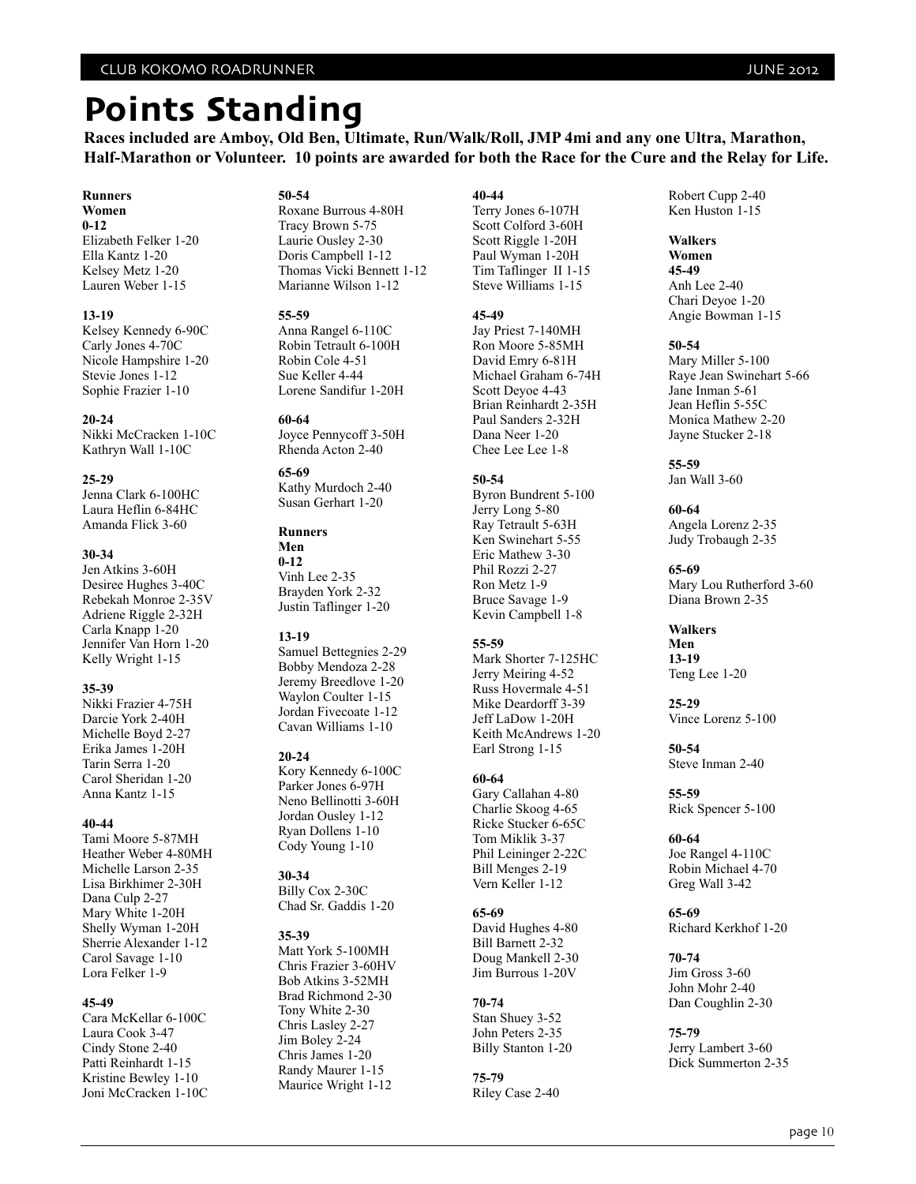# Points Standing

**Races included are Amboy, Old Ben, Ultimate, Run/Walk/Roll, JMP 4mi and any one Ultra, Marathon, Half-Marathon or Volunteer. 10 points are awarded for both the Race for the Cure and the Relay for Life.**

**Runners**
**Women**
**0-12**
Elizabeth Felker 1-20
Ella Kantz 1-20
Kelsey Metz 1-20
Lauren Weber 1-15

**13-19**
Kelsey Kennedy 6-90C
Carly Jones 4-70C
Nicole Hampshire 1-20
Stevie Jones 1-12
Sophie Frazier 1-10

**20-24**
Nikki McCracken 1-10C
Kathryn Wall 1-10C

**25-29**
Jenna Clark 6-100HC
Laura Heflin 6-84HC
Amanda Flick 3-60

**30-34**
Jen Atkins 3-60H
Desiree Hughes 3-40C
Rebekah Monroe 2-35V
Adriene Riggle 2-32H
Carla Knapp 1-20
Jennifer Van Horn 1-20
Kelly Wright 1-15

**35-39**
Nikki Frazier 4-75H
Darcie York 2-40H
Michelle Boyd 2-27
Erika James 1-20H
Tarin Serra 1-20
Carol Sheridan 1-20
Anna Kantz 1-15

**40-44**
Tami Moore 5-87MH
Heather Weber 4-80MH
Michelle Larson 2-35
Lisa Birkhimer 2-30H
Dana Culp 2-27
Mary White 1-20H
Shelly Wyman 1-20H
Sherrie Alexander 1-12
Carol Savage 1-10
Lora Felker 1-9

**45-49**
Cara McKellar 6-100C
Laura Cook 3-47
Cindy Stone 2-40
Patti Reinhardt 1-15
Kristine Bewley 1-10
Joni McCracken 1-10C

**50-54**
Roxane Burrous 4-80H
Tracy Brown 5-75
Laurie Ousley 2-30
Doris Campbell 1-12
Thomas Vicki Bennett 1-12
Marianne Wilson 1-12

**55-59**
Anna Rangel 6-110C
Robin Tetrault 6-100H
Robin Cole 4-51
Sue Keller 4-44
Lorene Sandifur 1-20H

**60-64**
Joyce Pennycoff 3-50H
Rhenda Acton 2-40

**65-69**
Kathy Murdoch 2-40
Susan Gerhart 1-20

**Runners**
**Men**
**0-12**
Vinh Lee 2-35
Brayden York 2-32
Justin Taflinger 1-20

**13-19**
Samuel Bettegnies 2-29
Bobby Mendoza 2-28
Jeremy Breedlove 1-20
Waylon Coulter 1-15
Jordan Fivecoate 1-12
Cavan Williams 1-10

**20-24**
Kory Kennedy 6-100C
Parker Jones 6-97H
Neno Bellinotti 3-60H
Jordan Ousley 1-12
Ryan Dollens 1-10
Cody Young 1-10

**30-34**
Billy Cox 2-30C
Chad Sr. Gaddis 1-20

**35-39**
Matt York 5-100MH
Chris Frazier 3-60HV
Bob Atkins 3-52MH
Brad Richmond 2-30
Tony White 2-30
Chris Lasley 2-27
Jim Boley 2-24
Chris James 1-20
Randy Maurer 1-15
Maurice Wright 1-12

**40-44**
Terry Jones 6-107H
Scott Colford 3-60H
Scott Riggle 1-20H
Paul Wyman 1-20H
Tim Taflinger II 1-15
Steve Williams 1-15

**45-49**
Jay Priest 7-140MH
Ron Moore 5-85MH
David Emry 6-81H
Michael Graham 6-74H
Scott Deyoe 4-43
Brian Reinhardt 2-35H
Paul Sanders 2-32H
Dana Neer 1-20
Chee Lee Lee 1-8

**50-54**
Byron Bundrent 5-100
Jerry Long 5-80
Ray Tetrault 5-63H
Ken Swinehart 5-55
Eric Mathew 3-30
Phil Rozzi 2-27
Ron Metz 1-9
Bruce Savage 1-9
Kevin Campbell 1-8

**55-59**
Mark Shorter 7-125HC
Jerry Meiring 4-52
Russ Hovermale 4-51
Mike Deardorff 3-39
Jeff LaDow 1-20H
Keith McAndrews 1-20
Earl Strong 1-15

**60-64**
Gary Callahan 4-80
Charlie Skoog 4-65
Ricke Stucker 6-65C
Tom Miklik 3-37
Phil Leininger 2-22C
Bill Menges 2-19
Vern Keller 1-12

**65-69**
David Hughes 4-80
Bill Barnett 2-32
Doug Mankell 2-30
Jim Burrous 1-20V

**70-74**
Stan Shuey 3-52
John Peters 2-35
Billy Stanton 1-20

**75-79**
Riley Case 2-40
Robert Cupp 2-40
Ken Huston 1-15

**Walkers**
**Women**
**45-49**
Anh Lee 2-40
Chari Deyoe 1-20
Angie Bowman 1-15

**50-54**
Mary Miller 5-100
Raye Jean Swinehart 5-66
Jane Inman 5-61
Jean Heflin 5-55C
Monica Mathew 2-20
Jayne Stucker 2-18

**55-59**
Jan Wall 3-60

**60-64**
Angela Lorenz 2-35
Judy Trobaugh 2-35

**65-69**
Mary Lou Rutherford 3-60
Diana Brown 2-35

**Walkers**
**Men**
**13-19**
Teng Lee 1-20

**25-29**
Vince Lorenz 5-100

**50-54**
Steve Inman 2-40

**55-59**
Rick Spencer 5-100

**60-64**
Joe Rangel 4-110C
Robin Michael 4-70
Greg Wall 3-42

**65-69**
Richard Kerkhof 1-20

**70-74**
Jim Gross 3-60
John Mohr 2-40
Dan Coughlin 2-30

**75-79**
Jerry Lambert 3-60
Dick Summerton 2-35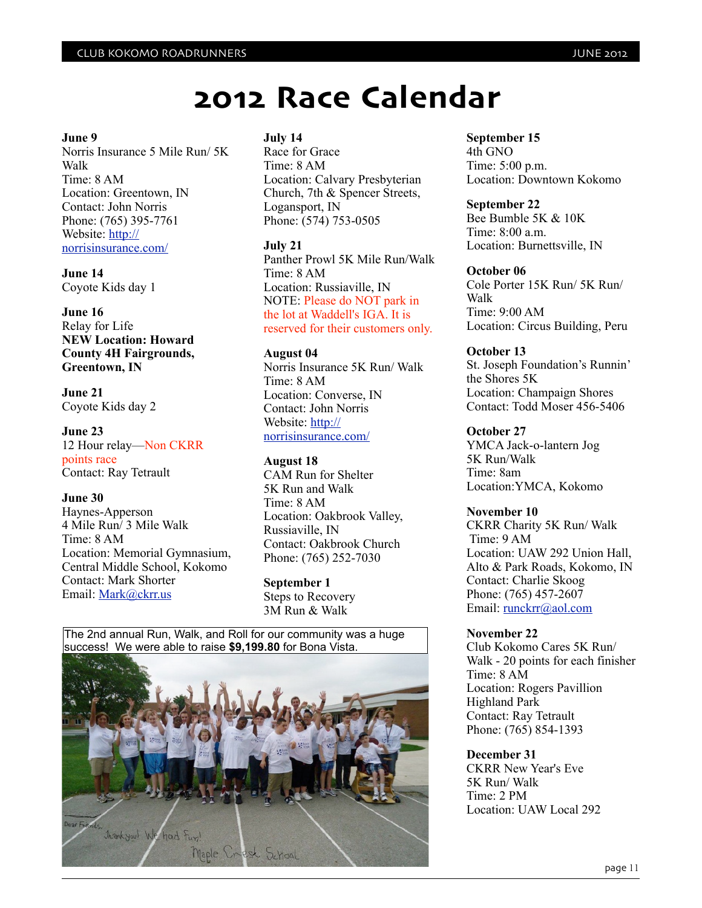# 2012 Race Calendar

**June 9**
Norris Insurance 5 Mile Run/ 5K Walk
Time: 8 AM
Location: Greentown, IN
Contact: John Norris
Phone: (765) 395-7761
Website: http://norrisinsurance.com/

**June 14**
Coyote Kids day 1

**June 16**
Relay for Life
**NEW Location: Howard County 4H Fairgrounds, Greentown, IN**

**June 21**
Coyote Kids day 2

**June 23**
12 Hour relay—Non CKRR points race
Contact: Ray Tetrault

**June 30**
Haynes-Apperson
4 Mile Run/ 3 Mile Walk
Time: 8 AM
Location: Memorial Gymnasium, Central Middle School, Kokomo
Contact: Mark Shorter
Email: Mark@ckrr.us

**July 14**
Race for Grace
Time: 8 AM
Location: Calvary Presbyterian Church, 7th & Spencer Streets, Logansport, IN
Phone: (574) 753-0505

**July 21**
Panther Prowl 5K Mile Run/Walk
Time: 8 AM
Location: Russiaville, IN
NOTE: Please do NOT park in the lot at Waddell's IGA. It is reserved for their customers only.

**August 04**
Norris Insurance 5K Run/ Walk
Time: 8 AM
Location: Converse, IN
Contact: John Norris
Website: http://norrisinsurance.com/

**August 18**
CAM Run for Shelter
5K Run and Walk
Time: 8 AM
Location: Oakbrook Valley, Russiaville, IN
Contact: Oakbrook Church
Phone: (765) 252-7030

**September 1**
Steps to Recovery
3M Run & Walk

The 2nd annual Run, Walk, and Roll for our community was a huge success! We were able to raise **$9,199.80** for Bona Vista.

**September 15**
4th GNO
Time: 5:00 p.m.
Location: Downtown Kokomo

**September 22**
Bee Bumble 5K & 10K
Time: 8:00 a.m.
Location: Burnettsville, IN

**October 06**
Cole Porter 15K Run/ 5K Run/ Walk
Time: 9:00 AM
Location: Circus Building, Peru

**October 13**
St. Joseph Foundation's Runnin' the Shores 5K
Location: Champaign Shores
Contact: Todd Moser 456-5406

**October 27**
YMCA Jack-o-lantern Jog
5K Run/Walk
Time: 8am
Location:YMCA, Kokomo

**November 10**
CKRR Charity 5K Run/ Walk
Time: 9 AM
Location: UAW 292 Union Hall, Alto & Park Roads, Kokomo, IN
Contact: Charlie Skoog
Phone: (765) 457-2607
Email: runckrr@aol.com

**November 22**
Club Kokomo Cares 5K Run/ Walk - 20 points for each finisher
Time: 8 AM
Location: Rogers Pavillion Highland Park
Contact: Ray Tetrault
Phone: (765) 854-1393

**December 31**
CKRR New Year's Eve
5K Run/ Walk
Time: 2 PM
Location: UAW Local 292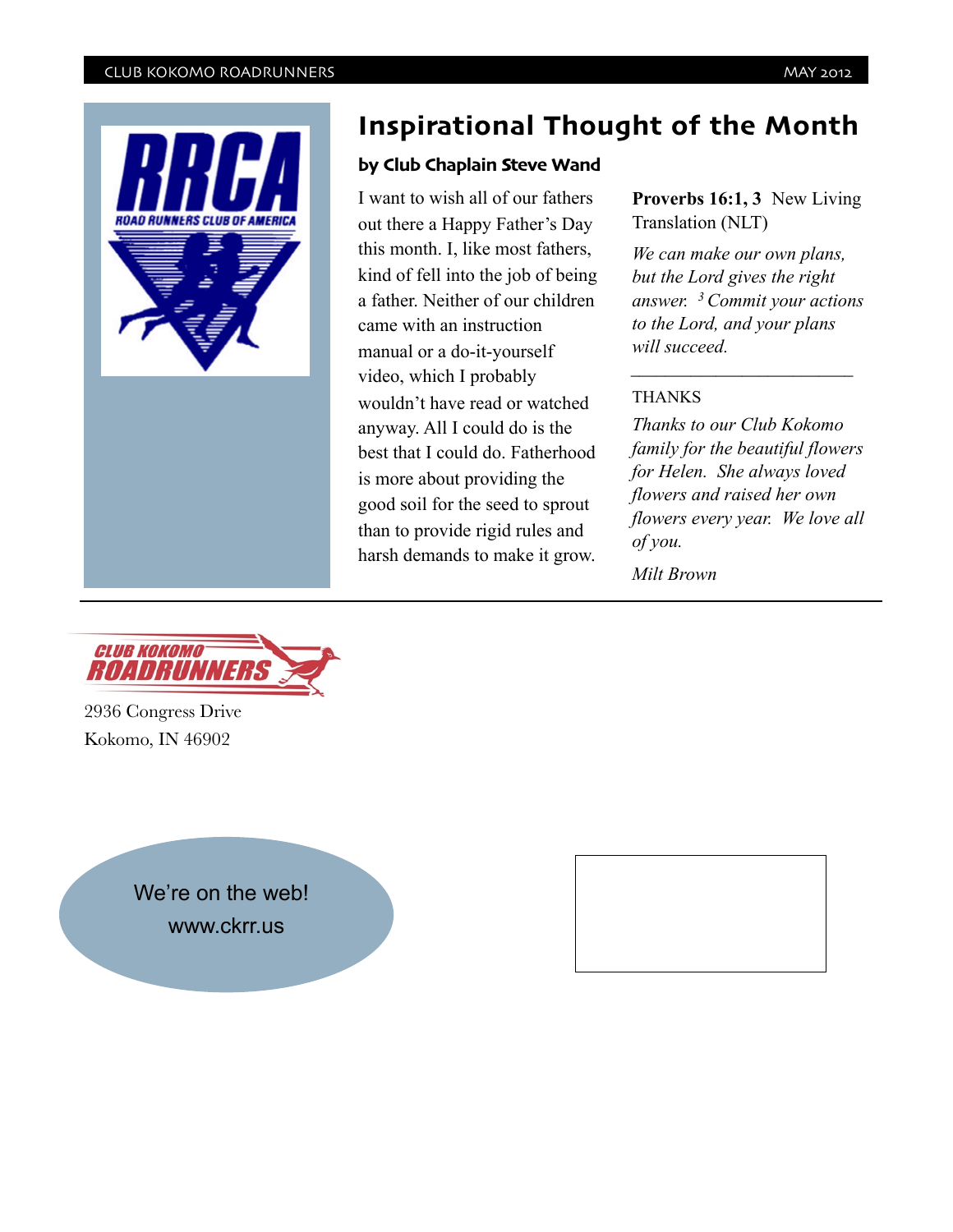# Inspirational Thought of the Month

### by Club Chaplain Steve Wand

I want to wish all of our fathers out there a Happy Father's Day this month. I, like most fathers, kind of fell into the job of being a father. Neither of our children came with an instruction manual or a do-it-yourself video, which I probably wouldn't have read or watched anyway. All I could do is the best that I could do. Fatherhood is more about providing the good soil for the seed to sprout than to provide rigid rules and harsh demands to make it grow.

**Proverbs 16:1, 3** New Living Translation (NLT)

*We can make our own plans, but the Lord gives the right answer.* [3] *Commit your actions to the Lord, and your plans will succeed.*

---

THANKS

*Thanks to our Club Kokomo family for the beautiful flowers for Helen. She always loved flowers and raised her own flowers every year. We love all of you.*

*Milt Brown*

---

CLUB KOKOMO ROADRUNNERS

2936 Congress Drive
Kokomo, IN 46902

We're on the web!
www.ckrr.us